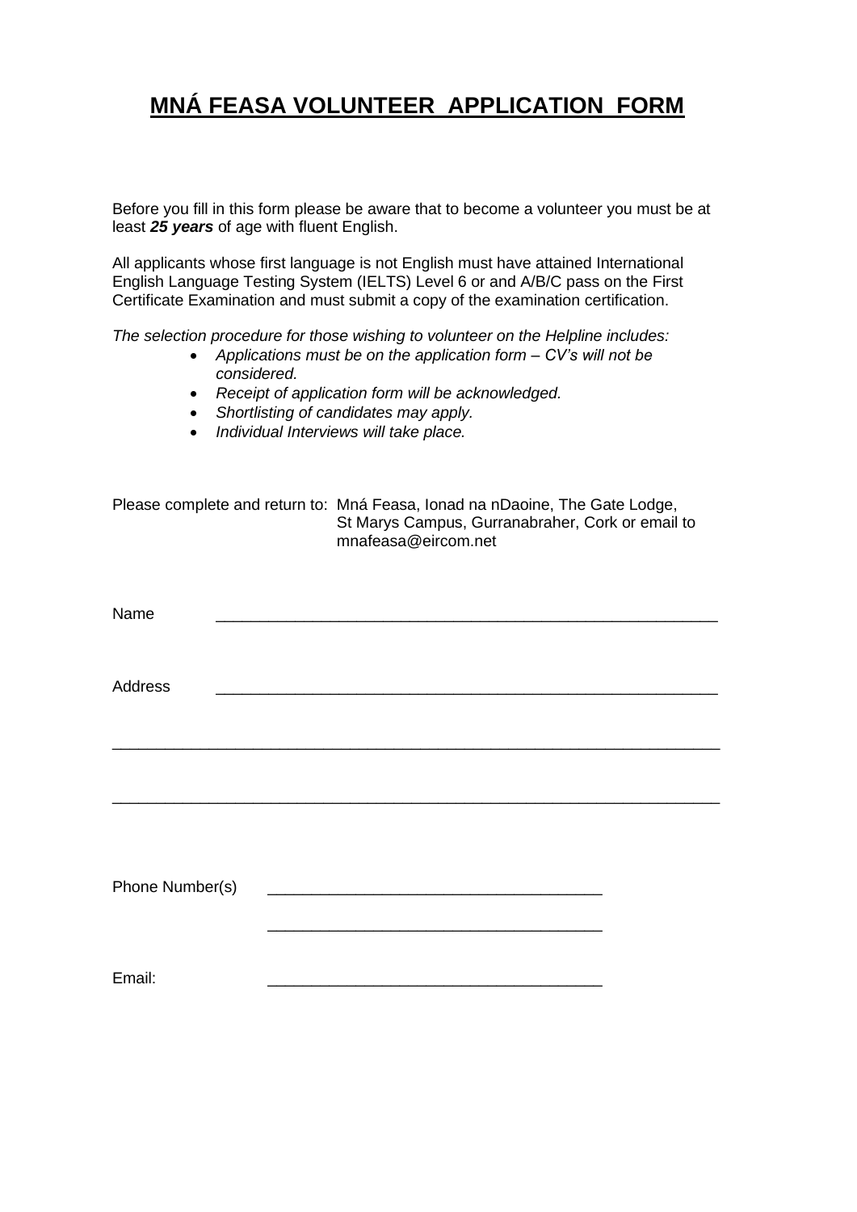# <u>MNÁ FEASA VOLUNTEER APPLICATION FORM</u>

Before you fill in this form please be aware that to become a volunteer you must be at least ***25 years*** of age with fluent English.

All applicants whose first language is not English must have attained International English Language Testing System (IELTS) Level 6 or and A/B/C pass on the First Certificate Examination and must submit a copy of the examination certification.

*The selection procedure for those wishing to volunteer on the Helpline includes:*

- *Applications must be on the application form – CV's will not be considered.*
- *Receipt of application form will be acknowledged.*
- *Shortlisting of candidates may apply.*
- *Individual Interviews will take place.*

Please complete and return to: Mná Feasa, Ionad na nDaoine, The Gate Lodge, St Marys Campus, Gurranabraher, Cork or email to mnafeasa@eircom.net

Name ___________________________________________________________

Address ___________________________________________________________

_______________________________________________________________________

_______________________________________________________________________

Phone Number(s) ______________________________________

______________________________________

Email: ______________________________________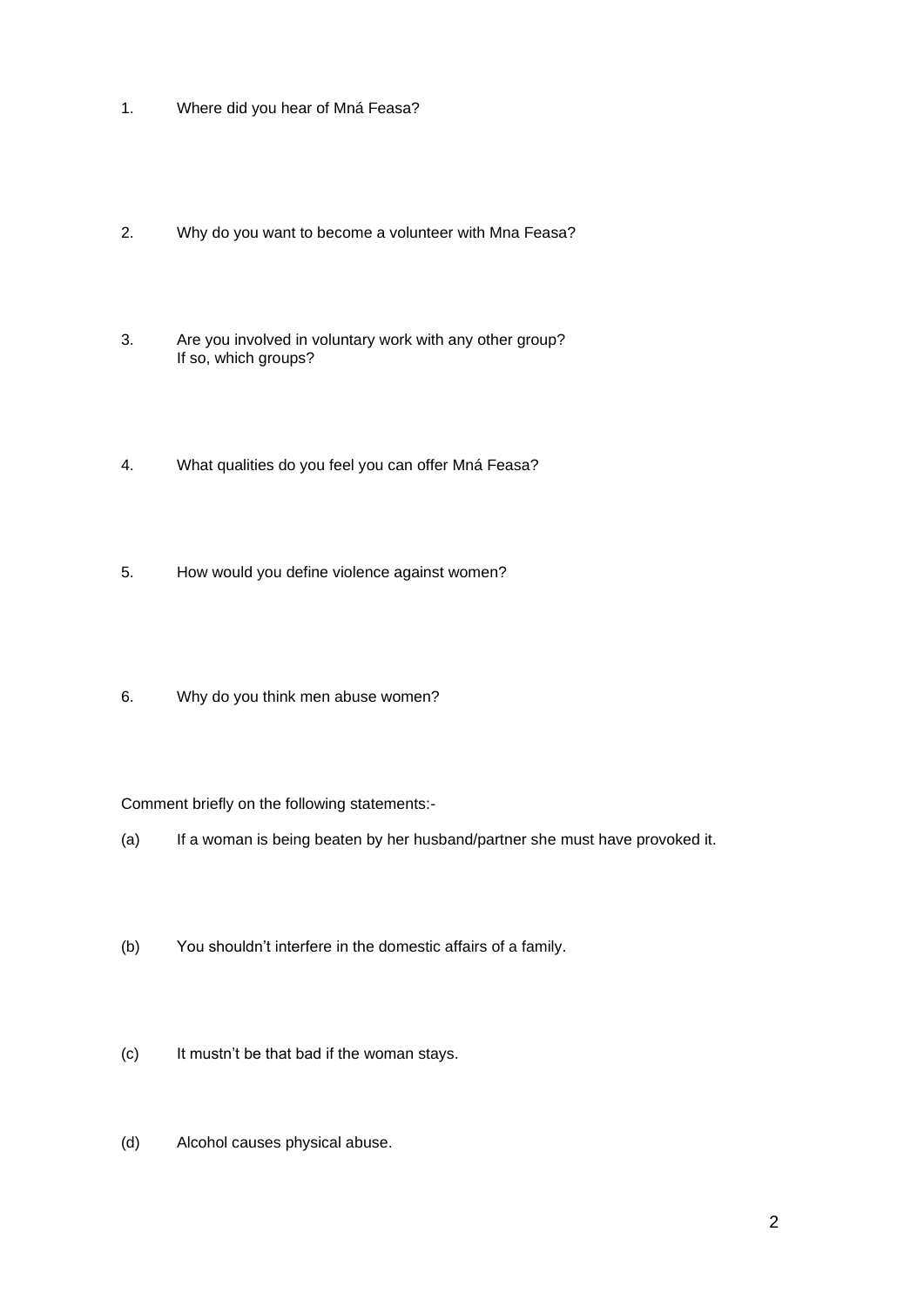1. Where did you hear of Mná Feasa?

2. Why do you want to become a volunteer with Mna Feasa?

3. Are you involved in voluntary work with any other group?
   If so, which groups?

4. What qualities do you feel you can offer Mná Feasa?

5. How would you define violence against women?

6. Why do you think men abuse women?

Comment briefly on the following statements:-

(a) If a woman is being beaten by her husband/partner she must have provoked it.

(b) You shouldn't interfere in the domestic affairs of a family.

(c) It mustn't be that bad if the woman stays.

(d) Alcohol causes physical abuse.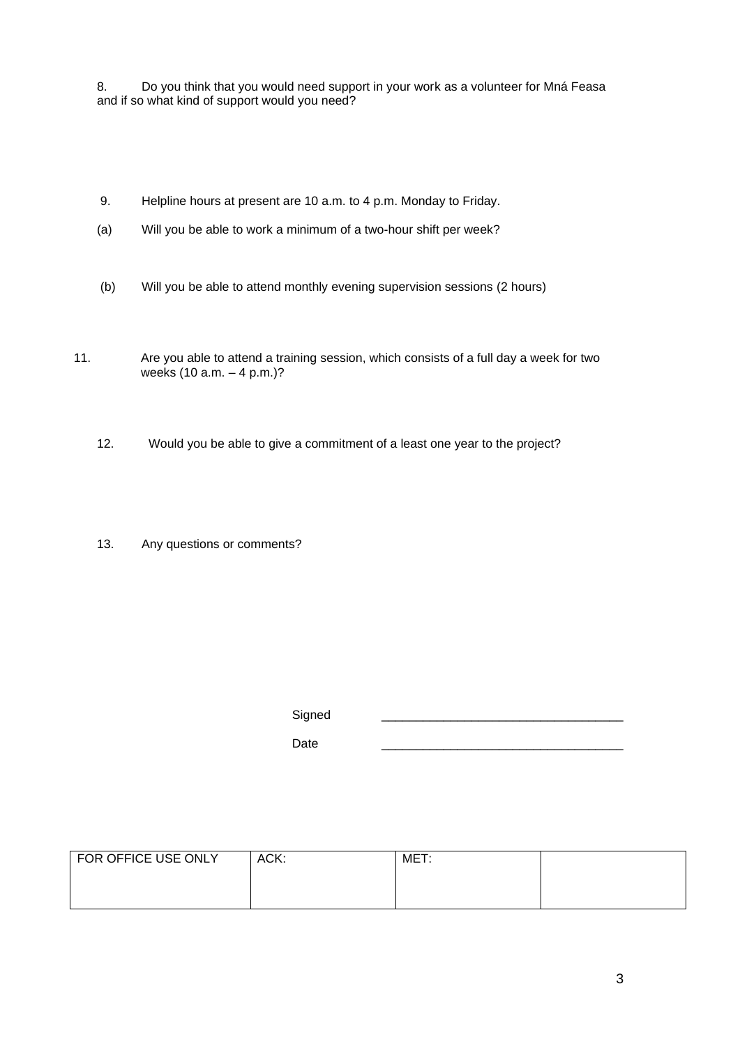8. Do you think that you would need support in your work as a volunteer for Mná Feasa and if so what kind of support would you need?

9. Helpline hours at present are 10 a.m. to 4 p.m. Monday to Friday.

(a) Will you be able to work a minimum of a two-hour shift per week?

(b) Will you be able to attend monthly evening supervision sessions (2 hours)

11. Are you able to attend a training session, which consists of a full day a week for two weeks (10 a.m. – 4 p.m.)?

12. Would you be able to give a commitment of a least one year to the project?

13. Any questions or comments?

Signed ___________________________________

Date ___________________________________

| | | | |
|---|---|---|---|
| FOR OFFICE USE ONLY | ACK: | MET: | |